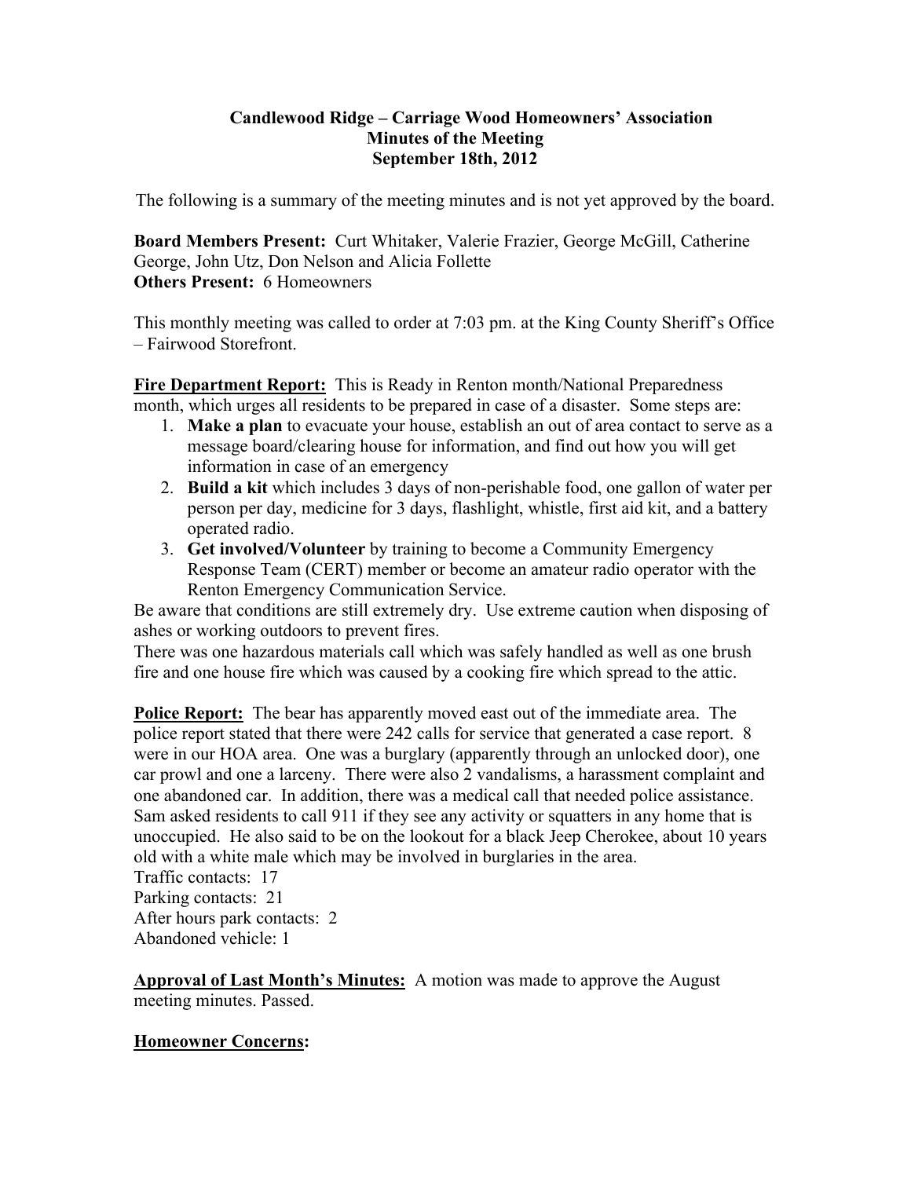# Candlewood Ridge – Carriage Wood Homeowners' Association
## Minutes of the Meeting
### September 18th, 2012

The following is a summary of the meeting minutes and is not yet approved by the board.

**Board Members Present:** Curt Whitaker, Valerie Frazier, George McGill, Catherine George, John Utz, Don Nelson and Alicia Follette
**Others Present:** 6 Homeowners

This monthly meeting was called to order at 7:03 pm. at the King County Sheriff's Office – Fairwood Storefront.

**Fire Department Report:** This is Ready in Renton month/National Preparedness month, which urges all residents to be prepared in case of a disaster. Some steps are:

1. **Make a plan** to evacuate your house, establish an out of area contact to serve as a message board/clearing house for information, and find out how you will get information in case of an emergency
2. **Build a kit** which includes 3 days of non-perishable food, one gallon of water per person per day, medicine for 3 days, flashlight, whistle, first aid kit, and a battery operated radio.
3. **Get involved/Volunteer** by training to become a Community Emergency Response Team (CERT) member or become an amateur radio operator with the Renton Emergency Communication Service.

Be aware that conditions are still extremely dry. Use extreme caution when disposing of ashes or working outdoors to prevent fires.
There was one hazardous materials call which was safely handled as well as one brush fire and one house fire which was caused by a cooking fire which spread to the attic.

**Police Report:** The bear has apparently moved east out of the immediate area. The police report stated that there were 242 calls for service that generated a case report. 8 were in our HOA area. One was a burglary (apparently through an unlocked door), one car prowl and one a larceny. There were also 2 vandalisms, a harassment complaint and one abandoned car. In addition, there was a medical call that needed police assistance. Sam asked residents to call 911 if they see any activity or squatters in any home that is unoccupied. He also said to be on the lookout for a black Jeep Cherokee, about 10 years old with a white male which may be involved in burglaries in the area.
Traffic contacts: 17
Parking contacts: 21
After hours park contacts: 2
Abandoned vehicle: 1

**Approval of Last Month's Minutes:** A motion was made to approve the August meeting minutes. Passed.

**Homeowner Concerns:**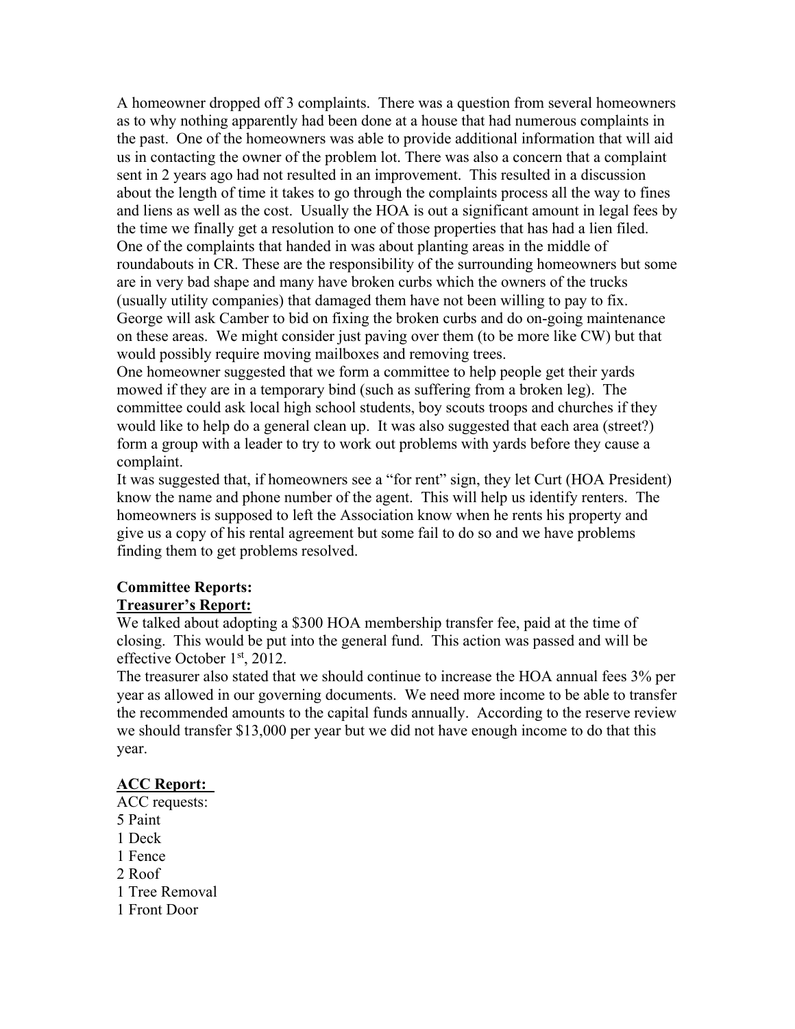A homeowner dropped off 3 complaints. There was a question from several homeowners as to why nothing apparently had been done at a house that had numerous complaints in the past. One of the homeowners was able to provide additional information that will aid us in contacting the owner of the problem lot. There was also a concern that a complaint sent in 2 years ago had not resulted in an improvement. This resulted in a discussion about the length of time it takes to go through the complaints process all the way to fines and liens as well as the cost. Usually the HOA is out a significant amount in legal fees by the time we finally get a resolution to one of those properties that has had a lien filed. One of the complaints that handed in was about planting areas in the middle of roundabouts in CR. These are the responsibility of the surrounding homeowners but some are in very bad shape and many have broken curbs which the owners of the trucks (usually utility companies) that damaged them have not been willing to pay to fix. George will ask Camber to bid on fixing the broken curbs and do on-going maintenance on these areas. We might consider just paving over them (to be more like CW) but that would possibly require moving mailboxes and removing trees.

One homeowner suggested that we form a committee to help people get their yards mowed if they are in a temporary bind (such as suffering from a broken leg). The committee could ask local high school students, boy scouts troops and churches if they would like to help do a general clean up. It was also suggested that each area (street?) form a group with a leader to try to work out problems with yards before they cause a complaint.

It was suggested that, if homeowners see a "for rent" sign, they let Curt (HOA President) know the name and phone number of the agent. This will help us identify renters. The homeowners is supposed to left the Association know when he rents his property and give us a copy of his rental agreement but some fail to do so and we have problems finding them to get problems resolved.

**Committee Reports:**

**Treasurer's Report:**

We talked about adopting a $300 HOA membership transfer fee, paid at the time of closing. This would be put into the general fund. This action was passed and will be effective October 1st, 2012.

The treasurer also stated that we should continue to increase the HOA annual fees 3% per year as allowed in our governing documents. We need more income to be able to transfer the recommended amounts to the capital funds annually. According to the reserve review we should transfer $13,000 per year but we did not have enough income to do that this year.

**ACC Report:**

ACC requests:
5 Paint
1 Deck
1 Fence
2 Roof
1 Tree Removal
1 Front Door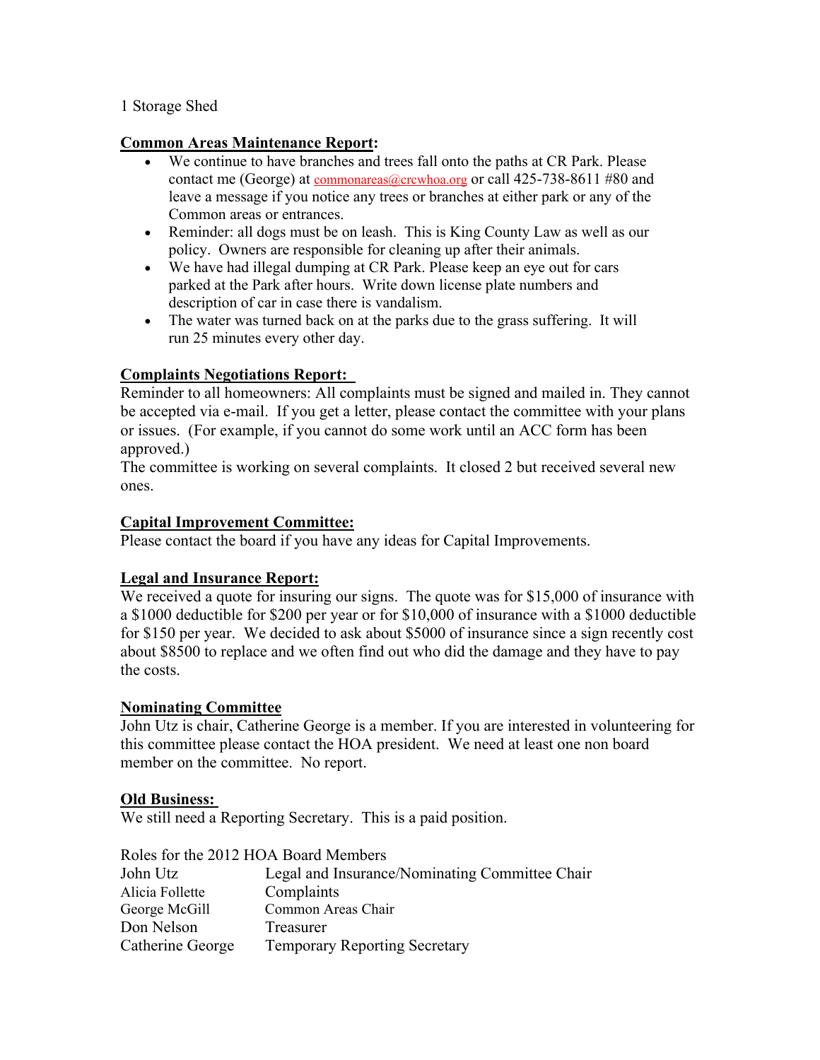1 Storage Shed

**Common Areas Maintenance Report:**

- We continue to have branches and trees fall onto the paths at CR Park. Please contact me (George) at commonareas@crcwhoa.org or call 425-738-8611 #80 and leave a message if you notice any trees or branches at either park or any of the Common areas or entrances.
- Reminder: all dogs must be on leash. This is King County Law as well as our policy. Owners are responsible for cleaning up after their animals.
- We have had illegal dumping at CR Park. Please keep an eye out for cars parked at the Park after hours. Write down license plate numbers and description of car in case there is vandalism.
- The water was turned back on at the parks due to the grass suffering. It will run 25 minutes every other day.

**Complaints Negotiations Report:**

Reminder to all homeowners: All complaints must be signed and mailed in. They cannot be accepted via e-mail. If you get a letter, please contact the committee with your plans or issues. (For example, if you cannot do some work until an ACC form has been approved.)

The committee is working on several complaints. It closed 2 but received several new ones.

**Capital Improvement Committee:**

Please contact the board if you have any ideas for Capital Improvements.

**Legal and Insurance Report:**

We received a quote for insuring our signs. The quote was for $15,000 of insurance with a $1000 deductible for $200 per year or for $10,000 of insurance with a $1000 deductible for $150 per year. We decided to ask about $5000 of insurance since a sign recently cost about $8500 to replace and we often find out who did the damage and they have to pay the costs.

**Nominating Committee**

John Utz is chair, Catherine George is a member. If you are interested in volunteering for this committee please contact the HOA president. We need at least one non board member on the committee. No report.

**Old Business:**

We still need a Reporting Secretary. This is a paid position.

Roles for the 2012 HOA Board Members

| | |
|---|---|
| John Utz | Legal and Insurance/Nominating Committee Chair |
| Alicia Follette | Complaints |
| George McGill | Common Areas Chair |
| Don Nelson | Treasurer |
| Catherine George | Temporary Reporting Secretary |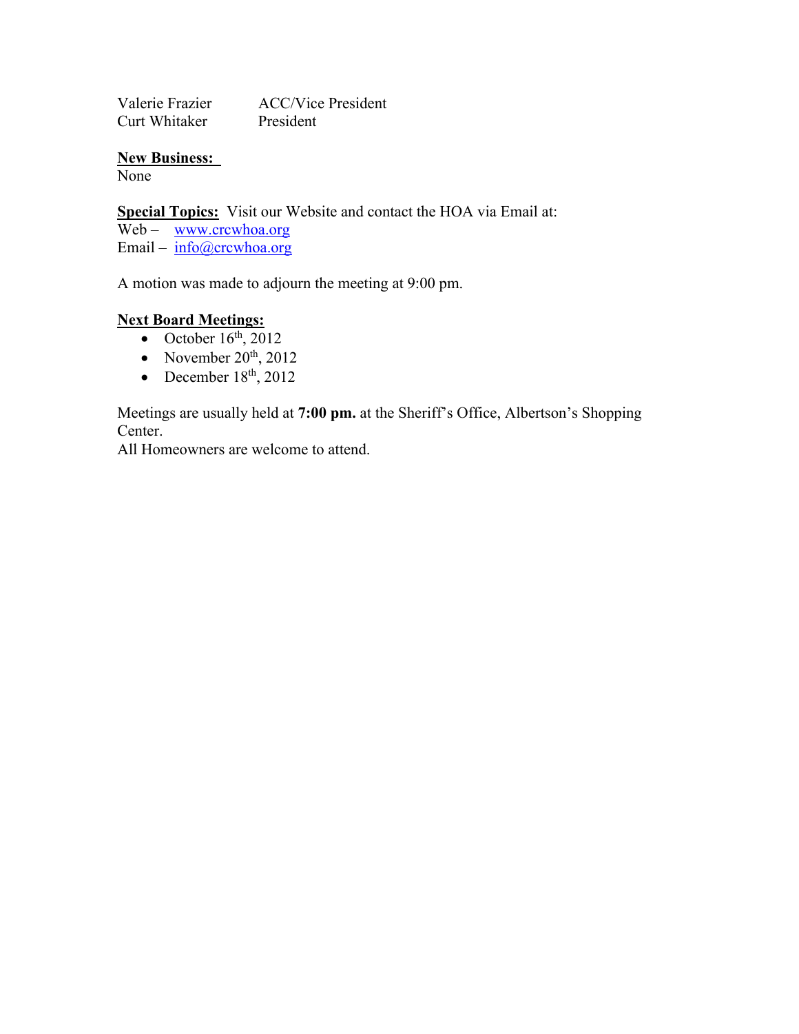| | |
|---|---|
| Valerie Frazier | ACC/Vice President |
| Curt Whitaker | President |

**New Business:**
None

**Special Topics:** Visit our Website and contact the HOA via Email at:
Web – www.crcwhoa.org
Email – info@crcwhoa.org

A motion was made to adjourn the meeting at 9:00 pm.

**Next Board Meetings:**

- October 16th, 2012
- November 20th, 2012
- December 18th, 2012

Meetings are usually held at **7:00 pm.** at the Sheriff's Office, Albertson's Shopping Center.
All Homeowners are welcome to attend.